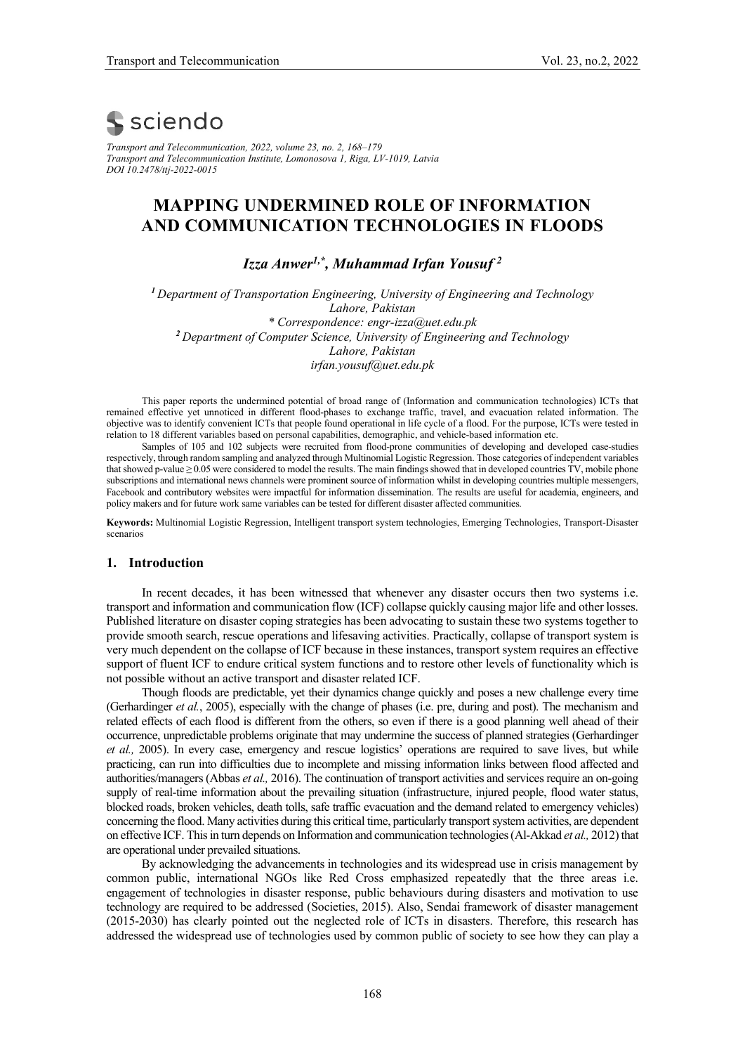sciendo

*Transport and Telecommunication, 2022, volume 23, no. 2, 168–179*
*Transport and Telecommunication Institute, Lomonosova 1, Riga, LV-1019, Latvia*
*DOI 10.2478/ttj-2022-0015*

# MAPPING UNDERMINED ROLE OF INFORMATION AND COMMUNICATION TECHNOLOGIES IN FLOODS

***Izza Anwer*[1,*], *Muhammad Irfan Yousuf*[2]**

[1] *Department of Transportation Engineering, University of Engineering and Technology Lahore, Pakistan*
*\* Correspondence: engr-izza@uet.edu.pk*
[2] *Department of Computer Science, University of Engineering and Technology Lahore, Pakistan*
*irfan.yousuf@uet.edu.pk*

This paper reports the undermined potential of broad range of (Information and communication technologies) ICTs that remained effective yet unnoticed in different flood-phases to exchange traffic, travel, and evacuation related information. The objective was to identify convenient ICTs that people found operational in life cycle of a flood. For the purpose, ICTs were tested in relation to 18 different variables based on personal capabilities, demographic, and vehicle-based information etc.

Samples of 105 and 102 subjects were recruited from flood-prone communities of developing and developed case-studies respectively, through random sampling and analyzed through Multinomial Logistic Regression. Those categories of independent variables that showed p-value $\geq 0.05$ were considered to model the results. The main findings showed that in developed countries TV, mobile phone subscriptions and international news channels were prominent source of information whilst in developing countries multiple messengers, Facebook and contributory websites were impactful for information dissemination. The results are useful for academia, engineers, and policy makers and for future work same variables can be tested for different disaster affected communities.

**Keywords:** Multinomial Logistic Regression, Intelligent transport system technologies, Emerging Technologies, Transport-Disaster scenarios

## 1. Introduction

In recent decades, it has been witnessed that whenever any disaster occurs then two systems i.e. transport and information and communication flow (ICF) collapse quickly causing major life and other losses. Published literature on disaster coping strategies has been advocating to sustain these two systems together to provide smooth search, rescue operations and lifesaving activities. Practically, collapse of transport system is very much dependent on the collapse of ICF because in these instances, transport system requires an effective support of fluent ICF to endure critical system functions and to restore other levels of functionality which is not possible without an active transport and disaster related ICF.

Though floods are predictable, yet their dynamics change quickly and poses a new challenge every time (Gerhardinger *et al.*, 2005), especially with the change of phases (i.e. pre, during and post). The mechanism and related effects of each flood is different from the others, so even if there is a good planning well ahead of their occurrence, unpredictable problems originate that may undermine the success of planned strategies (Gerhardinger *et al.,* 2005). In every case, emergency and rescue logistics' operations are required to save lives, but while practicing, can run into difficulties due to incomplete and missing information links between flood affected and authorities/managers (Abbas *et al.,* 2016). The continuation of transport activities and services require an on-going supply of real-time information about the prevailing situation (infrastructure, injured people, flood water status, blocked roads, broken vehicles, death tolls, safe traffic evacuation and the demand related to emergency vehicles) concerning the flood. Many activities during this critical time, particularly transport system activities, are dependent on effective ICF. This in turn depends on Information and communication technologies (Al-Akkad *et al.,* 2012) that are operational under prevailed situations.

By acknowledging the advancements in technologies and its widespread use in crisis management by common public, international NGOs like Red Cross emphasized repeatedly that the three areas i.e. engagement of technologies in disaster response, public behaviours during disasters and motivation to use technology are required to be addressed (Societies, 2015). Also, Sendai framework of disaster management (2015-2030) has clearly pointed out the neglected role of ICTs in disasters. Therefore, this research has addressed the widespread use of technologies used by common public of society to see how they can play a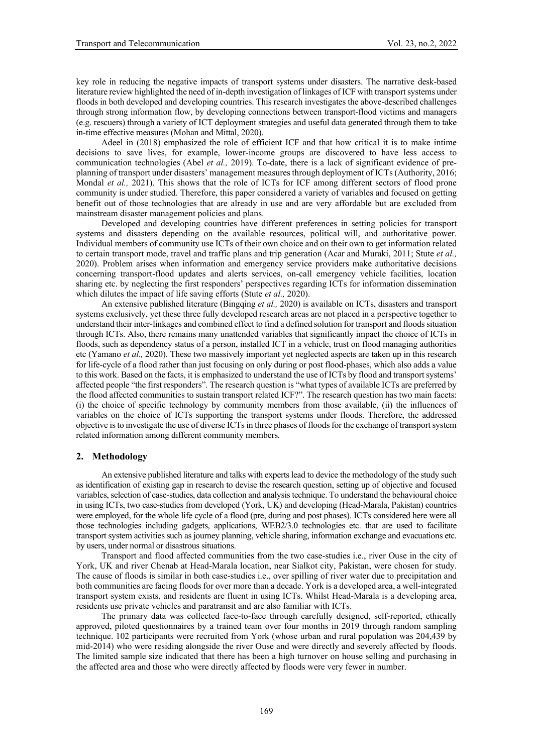key role in reducing the negative impacts of transport systems under disasters. The narrative desk-based literature review highlighted the need of in-depth investigation of linkages of ICF with transport systems under floods in both developed and developing countries. This research investigates the above-described challenges through strong information flow, by developing connections between transport-flood victims and managers (e.g. rescuers) through a variety of ICT deployment strategies and useful data generated through them to take in-time effective measures (Mohan and Mittal, 2020).

Adeel in (2018) emphasized the role of efficient ICF and that how critical it is to make intime decisions to save lives, for example, lower-income groups are discovered to have less access to communication technologies (Abel *et al.,* 2019). To-date, there is a lack of significant evidence of pre-planning of transport under disasters' management measures through deployment of ICTs (Authority, 2016; Mondal *et al.,* 2021). This shows that the role of ICTs for ICF among different sectors of flood prone community is under studied. Therefore, this paper considered a variety of variables and focused on getting benefit out of those technologies that are already in use and are very affordable but are excluded from mainstream disaster management policies and plans.

Developed and developing countries have different preferences in setting policies for transport systems and disasters depending on the available resources, political will, and authoritative power. Individual members of community use ICTs of their own choice and on their own to get information related to certain transport mode, travel and traffic plans and trip generation (Acar and Muraki, 2011; Stute *et al.,* 2020). Problem arises when information and emergency service providers make authoritative decisions concerning transport-flood updates and alerts services, on-call emergency vehicle facilities, location sharing etc. by neglecting the first responders' perspectives regarding ICTs for information dissemination which dilutes the impact of life saving efforts (Stute *et al.,* 2020).

An extensive published literature (Bingqing *et al.,* 2020) is available on ICTs, disasters and transport systems exclusively, yet these three fully developed research areas are not placed in a perspective together to understand their inter-linkages and combined effect to find a defined solution for transport and floods situation through ICTs. Also, there remains many unattended variables that significantly impact the choice of ICTs in floods, such as dependency status of a person, installed ICT in a vehicle, trust on flood managing authorities etc (Yamano *et al.,* 2020). These two massively important yet neglected aspects are taken up in this research for life-cycle of a flood rather than just focusing on only during or post flood-phases, which also adds a value to this work. Based on the facts, it is emphasized to understand the use of ICTs by flood and transport systems' affected people "the first responders". The research question is "what types of available ICTs are preferred by the flood affected communities to sustain transport related ICF?". The research question has two main facets: (i) the choice of specific technology by community members from those available, (ii) the influences of variables on the choice of ICTs supporting the transport systems under floods. Therefore, the addressed objective is to investigate the use of diverse ICTs in three phases of floods for the exchange of transport system related information among different community members.

## 2. Methodology

An extensive published literature and talks with experts lead to device the methodology of the study such as identification of existing gap in research to devise the research question, setting up of objective and focused variables, selection of case-studies, data collection and analysis technique. To understand the behavioural choice in using ICTs, two case-studies from developed (York, UK) and developing (Head-Marala, Pakistan) countries were employed, for the whole life cycle of a flood (pre, during and post phases). ICTs considered here were all those technologies including gadgets, applications, WEB2/3.0 technologies etc. that are used to facilitate transport system activities such as journey planning, vehicle sharing, information exchange and evacuations etc. by users, under normal or disastrous situations.

Transport and flood affected communities from the two case-studies i.e., river Ouse in the city of York, UK and river Chenab at Head-Marala location, near Sialkot city, Pakistan, were chosen for study. The cause of floods is similar in both case-studies i.e., over spilling of river water due to precipitation and both communities are facing floods for over more than a decade. York is a developed area, a well-integrated transport system exists, and residents are fluent in using ICTs. Whilst Head-Marala is a developing area, residents use private vehicles and paratransit and are also familiar with ICTs.

The primary data was collected face-to-face through carefully designed, self-reported, ethically approved, piloted questionnaires by a trained team over four months in 2019 through random sampling technique. 102 participants were recruited from York (whose urban and rural population was 204,439 by mid-2014) who were residing alongside the river Ouse and were directly and severely affected by floods. The limited sample size indicated that there has been a high turnover on house selling and purchasing in the affected area and those who were directly affected by floods were very fewer in number.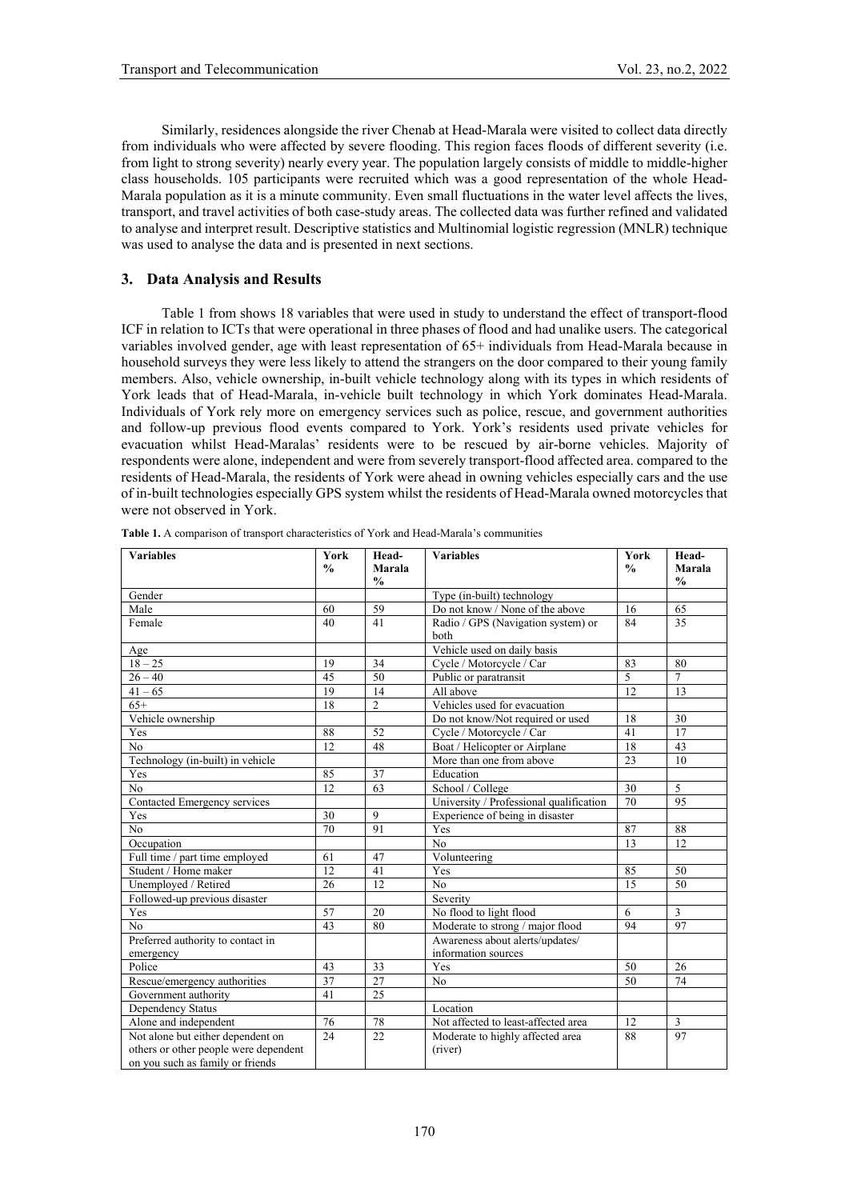Similarly, residences alongside the river Chenab at Head-Marala were visited to collect data directly from individuals who were affected by severe flooding. This region faces floods of different severity (i.e. from light to strong severity) nearly every year. The population largely consists of middle to middle-higher class households. 105 participants were recruited which was a good representation of the whole Head-Marala population as it is a minute community. Even small fluctuations in the water level affects the lives, transport, and travel activities of both case-study areas. The collected data was further refined and validated to analyse and interpret result. Descriptive statistics and Multinomial logistic regression (MNLR) technique was used to analyse the data and is presented in next sections.

## 3. Data Analysis and Results

Table 1 from shows 18 variables that were used in study to understand the effect of transport-flood ICF in relation to ICTs that were operational in three phases of flood and had unalike users. The categorical variables involved gender, age with least representation of 65+ individuals from Head-Marala because in household surveys they were less likely to attend the strangers on the door compared to their young family members. Also, vehicle ownership, in-built vehicle technology along with its types in which residents of York leads that of Head-Marala, in-vehicle built technology in which York dominates Head-Marala. Individuals of York rely more on emergency services such as police, rescue, and government authorities and follow-up previous flood events compared to York. York's residents used private vehicles for evacuation whilst Head-Maralas' residents were to be rescued by air-borne vehicles. Majority of respondents were alone, independent and were from severely transport-flood affected area. compared to the residents of Head-Marala, the residents of York were ahead in owning vehicles especially cars and the use of in-built technologies especially GPS system whilst the residents of Head-Marala owned motorcycles that were not observed in York.

**Table 1.** A comparison of transport characteristics of York and Head-Marala's communities

| Variables | York % | Head-Marala % | Variables | York % | Head-Marala % |
|---|---|---|---|---|---|
| Gender | | | Type (in-built) technology | | |
| Male | 60 | 59 | Do not know / None of the above | 16 | 65 |
| Female | 40 | 41 | Radio / GPS (Navigation system) or both | 84 | 35 |
| Age | | | Vehicle used on daily basis | | |
| 18 – 25 | 19 | 34 | Cycle / Motorcycle / Car | 83 | 80 |
| 26 – 40 | 45 | 50 | Public or paratransit | 5 | 7 |
| 41 – 65 | 19 | 14 | All above | 12 | 13 |
| 65+ | 18 | 2 | Vehicles used for evacuation | | |
| Vehicle ownership | | | Do not know/Not required or used | 18 | 30 |
| Yes | 88 | 52 | Cycle / Motorcycle / Car | 41 | 17 |
| No | 12 | 48 | Boat / Helicopter or Airplane | 18 | 43 |
| Technology (in-built) in vehicle | | | More than one from above | 23 | 10 |
| Yes | 85 | 37 | Education | | |
| No | 12 | 63 | School / College | 30 | 5 |
| Contacted Emergency services | | | University / Professional qualification | 70 | 95 |
| Yes | 30 | 9 | Experience of being in disaster | | |
| No | 70 | 91 | Yes | 87 | 88 |
| Occupation | | | No | 13 | 12 |
| Full time / part time employed | 61 | 47 | Volunteering | | |
| Student / Home maker | 12 | 41 | Yes | 85 | 50 |
| Unemployed / Retired | 26 | 12 | No | 15 | 50 |
| Followed-up previous disaster | | | Severity | | |
| Yes | 57 | 20 | No flood to light flood | 6 | 3 |
| No | 43 | 80 | Moderate to strong / major flood | 94 | 97 |
| Preferred authority to contact in emergency | | | Awareness about alerts/updates/ information sources | | |
| Police | 43 | 33 | Yes | 50 | 26 |
| Rescue/emergency authorities | 37 | 27 | No | 50 | 74 |
| Government authority | 41 | 25 | | | |
| Dependency Status | | | Location | | |
| Alone and independent | 76 | 78 | Not affected to least-affected area | 12 | 3 |
| Not alone but either dependent on others or other people were dependent on you such as family or friends | 24 | 22 | Moderate to highly affected area (river) | 88 | 97 |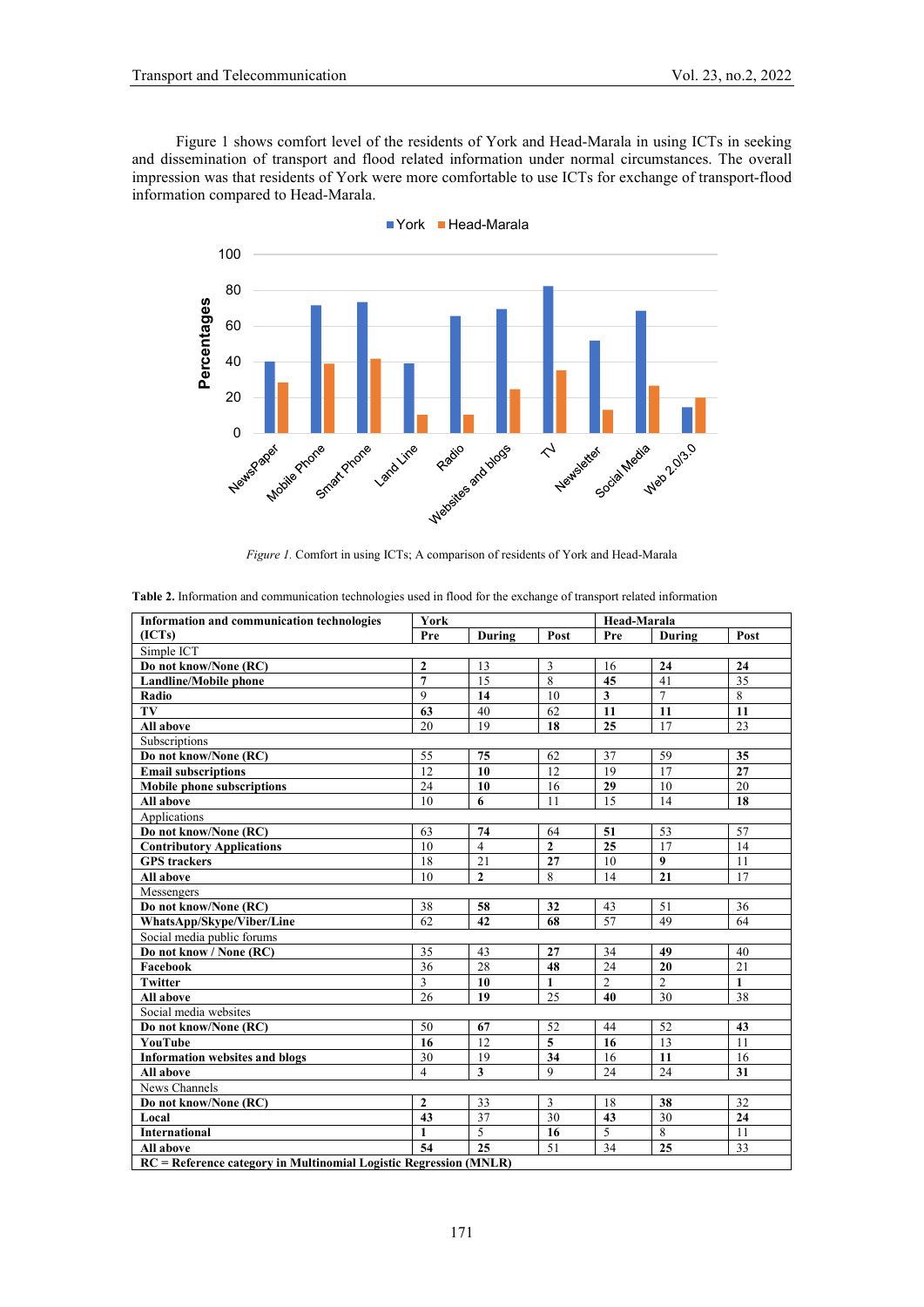Figure 1 shows comfort level of the residents of York and Head-Marala in using ICTs in seeking and dissemination of transport and flood related information under normal circumstances. The overall impression was that residents of York were more comfortable to use ICTs for exchange of transport-flood information compared to Head-Marala.

*Figure 1.* Comfort in using ICTs; A comparison of residents of York and Head-Marala

**Table 2.** Information and communication technologies used in flood for the exchange of transport related information

| Information and communication technologies (ICTs) | York | | | Head-Marala | | |
|---|---|---|---|---|---|---|
| | Pre | During | Post | Pre | During | Post |
| Simple ICT | | | | | | |
| **Do not know/None (RC)** | **2** | 13 | 3 | 16 | **24** | **24** |
| **Landline/Mobile phone** | **7** | 15 | 8 | **45** | 41 | 35 |
| **Radio** | 9 | **14** | 10 | **3** | 7 | 8 |
| **TV** | **63** | 40 | 62 | **11** | **11** | **11** |
| **All above** | 20 | 19 | **18** | **25** | 17 | 23 |
| Subscriptions | | | | | | |
| **Do not know/None (RC)** | 55 | **75** | 62 | 37 | 59 | **35** |
| **Email subscriptions** | 12 | **10** | 12 | 19 | 17 | **27** |
| **Mobile phone subscriptions** | 24 | **10** | 16 | **29** | 10 | 20 |
| **All above** | 10 | **6** | 11 | 15 | 14 | **18** |
| Applications | | | | | | |
| **Do not know/None (RC)** | 63 | **74** | 64 | **51** | 53 | 57 |
| **Contributory Applications** | 10 | 4 | **2** | **25** | 17 | 14 |
| **GPS trackers** | 18 | 21 | **27** | 10 | **9** | 11 |
| **All above** | 10 | **2** | 8 | 14 | **21** | 17 |
| Messengers | | | | | | |
| **Do not know/None (RC)** | 38 | **58** | **32** | 43 | 51 | 36 |
| **WhatsApp/Skype/Viber/Line** | 62 | **42** | **68** | 57 | 49 | 64 |
| Social media public forums | | | | | | |
| **Do not know / None (RC)** | 35 | 43 | **27** | 34 | **49** | 40 |
| **Facebook** | 36 | 28 | **48** | 24 | **20** | 21 |
| **Twitter** | 3 | **10** | **1** | 2 | 2 | **1** |
| **All above** | 26 | **19** | 25 | **40** | 30 | 38 |
| Social media websites | | | | | | |
| **Do not know/None (RC)** | 50 | **67** | 52 | 44 | 52 | **43** |
| **YouTube** | **16** | 12 | **5** | **16** | 13 | 11 |
| **Information websites and blogs** | 30 | 19 | **34** | 16 | **11** | 16 |
| **All above** | 4 | **3** | 9 | 24 | 24 | **31** |
| News Channels | | | | | | |
| **Do not know/None (RC)** | **2** | 33 | 3 | 18 | **38** | 32 |
| **Local** | **43** | 37 | 30 | **43** | 30 | **24** |
| **International** | **1** | 5 | **16** | 5 | 8 | 11 |
| **All above** | **54** | **25** | 51 | 34 | **25** | 33 |

**RC = Reference category in Multinomial Logistic Regression (MNLR)**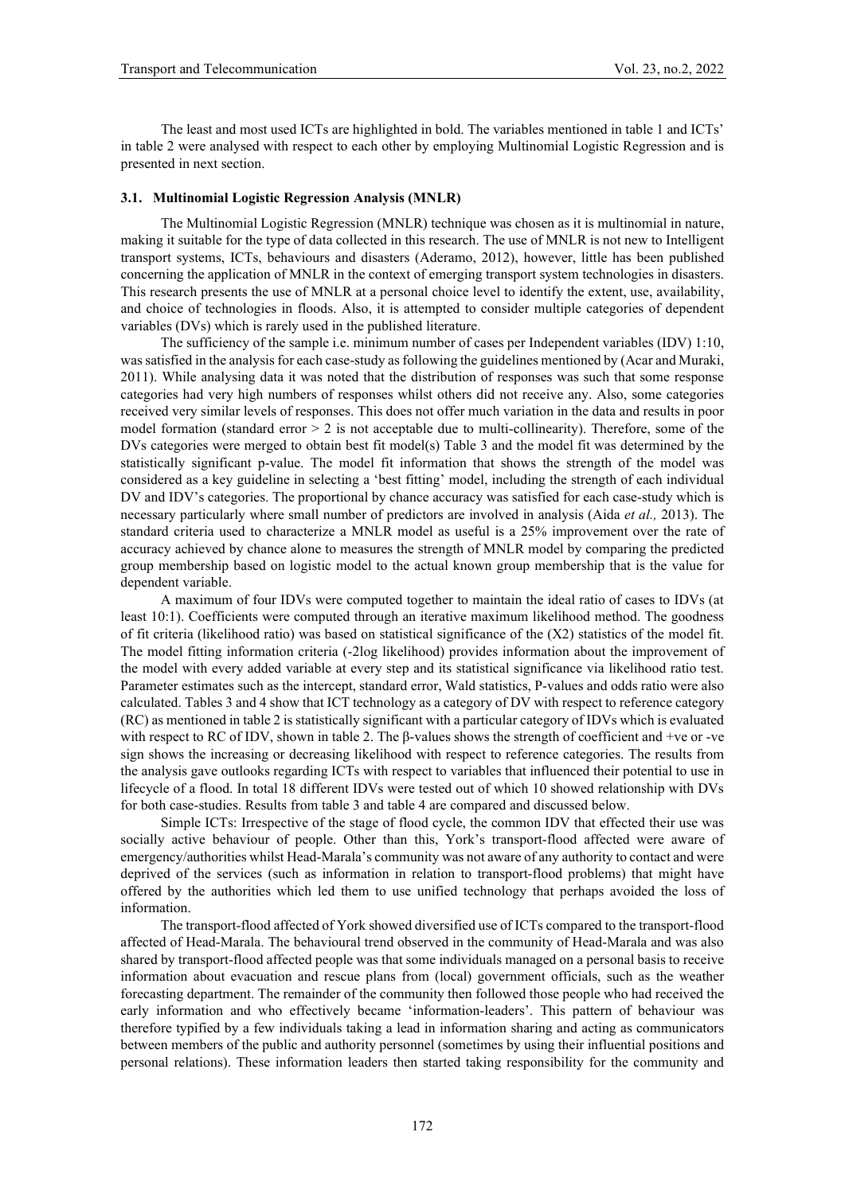The least and most used ICTs are highlighted in bold. The variables mentioned in table 1 and ICTs' in table 2 were analysed with respect to each other by employing Multinomial Logistic Regression and is presented in next section.

### 3.1. Multinomial Logistic Regression Analysis (MNLR)

The Multinomial Logistic Regression (MNLR) technique was chosen as it is multinomial in nature, making it suitable for the type of data collected in this research. The use of MNLR is not new to Intelligent transport systems, ICTs, behaviours and disasters (Aderamo, 2012), however, little has been published concerning the application of MNLR in the context of emerging transport system technologies in disasters. This research presents the use of MNLR at a personal choice level to identify the extent, use, availability, and choice of technologies in floods. Also, it is attempted to consider multiple categories of dependent variables (DVs) which is rarely used in the published literature.

The sufficiency of the sample i.e. minimum number of cases per Independent variables (IDV) 1:10, was satisfied in the analysis for each case-study as following the guidelines mentioned by (Acar and Muraki, 2011). While analysing data it was noted that the distribution of responses was such that some response categories had very high numbers of responses whilst others did not receive any. Also, some categories received very similar levels of responses. This does not offer much variation in the data and results in poor model formation (standard error > 2 is not acceptable due to multi-collinearity). Therefore, some of the DVs categories were merged to obtain best fit model(s) Table 3 and the model fit was determined by the statistically significant p-value. The model fit information that shows the strength of the model was considered as a key guideline in selecting a 'best fitting' model, including the strength of each individual DV and IDV's categories. The proportional by chance accuracy was satisfied for each case-study which is necessary particularly where small number of predictors are involved in analysis (Aida *et al.,* 2013). The standard criteria used to characterize a MNLR model as useful is a 25% improvement over the rate of accuracy achieved by chance alone to measures the strength of MNLR model by comparing the predicted group membership based on logistic model to the actual known group membership that is the value for dependent variable.

A maximum of four IDVs were computed together to maintain the ideal ratio of cases to IDVs (at least 10:1). Coefficients were computed through an iterative maximum likelihood method. The goodness of fit criteria (likelihood ratio) was based on statistical significance of the (X2) statistics of the model fit. The model fitting information criteria (-2log likelihood) provides information about the improvement of the model with every added variable at every step and its statistical significance via likelihood ratio test. Parameter estimates such as the intercept, standard error, Wald statistics, P-values and odds ratio were also calculated. Tables 3 and 4 show that ICT technology as a category of DV with respect to reference category (RC) as mentioned in table 2 is statistically significant with a particular category of IDVs which is evaluated with respect to RC of IDV, shown in table 2. The β-values shows the strength of coefficient and +ve or -ve sign shows the increasing or decreasing likelihood with respect to reference categories. The results from the analysis gave outlooks regarding ICTs with respect to variables that influenced their potential to use in lifecycle of a flood. In total 18 different IDVs were tested out of which 10 showed relationship with DVs for both case-studies. Results from table 3 and table 4 are compared and discussed below.

Simple ICTs: Irrespective of the stage of flood cycle, the common IDV that effected their use was socially active behaviour of people. Other than this, York's transport-flood affected were aware of emergency/authorities whilst Head-Marala's community was not aware of any authority to contact and were deprived of the services (such as information in relation to transport-flood problems) that might have offered by the authorities which led them to use unified technology that perhaps avoided the loss of information.

The transport-flood affected of York showed diversified use of ICTs compared to the transport-flood affected of Head-Marala. The behavioural trend observed in the community of Head-Marala and was also shared by transport-flood affected people was that some individuals managed on a personal basis to receive information about evacuation and rescue plans from (local) government officials, such as the weather forecasting department. The remainder of the community then followed those people who had received the early information and who effectively became 'information-leaders'. This pattern of behaviour was therefore typified by a few individuals taking a lead in information sharing and acting as communicators between members of the public and authority personnel (sometimes by using their influential positions and personal relations). These information leaders then started taking responsibility for the community and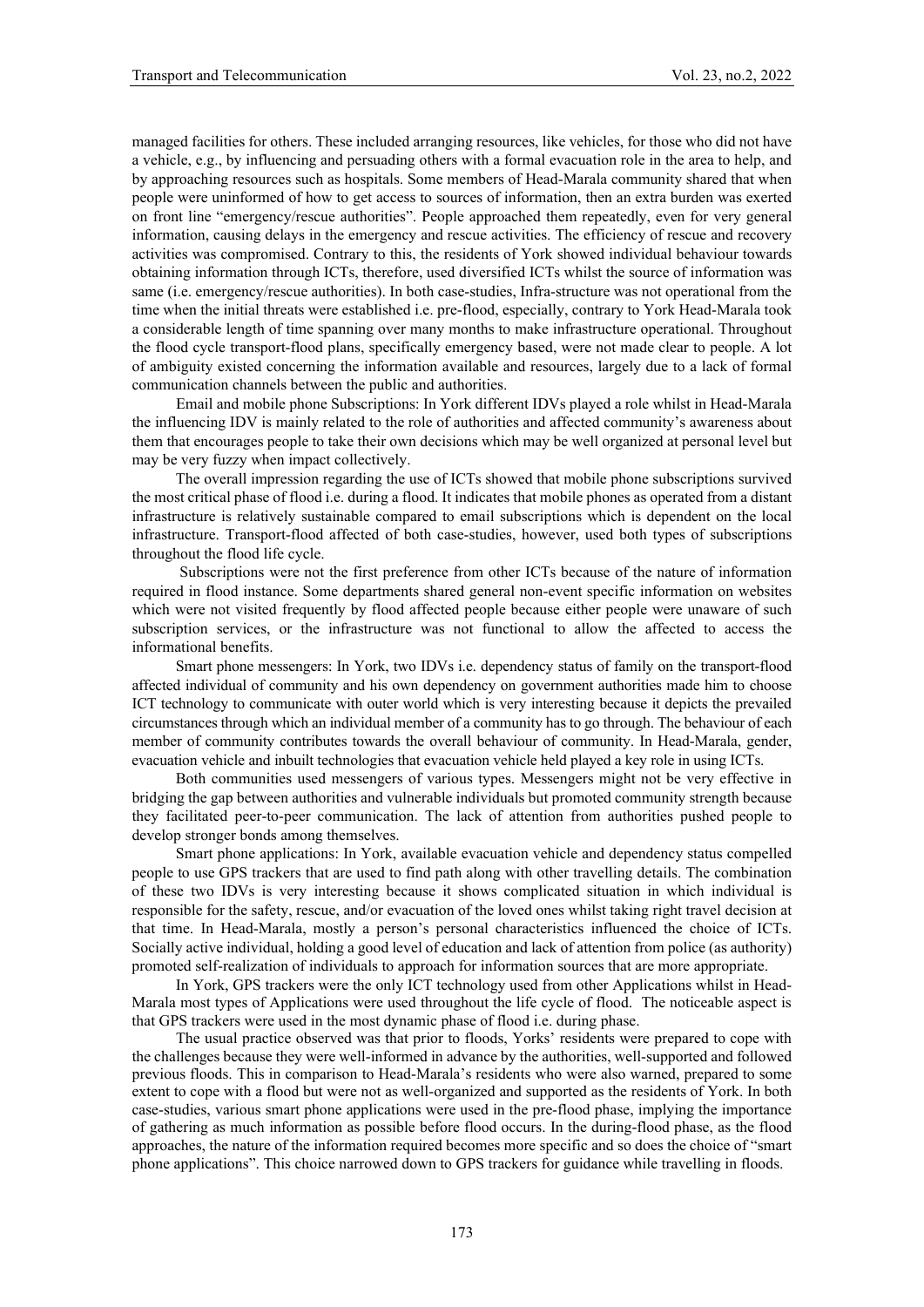managed facilities for others. These included arranging resources, like vehicles, for those who did not have a vehicle, e.g., by influencing and persuading others with a formal evacuation role in the area to help, and by approaching resources such as hospitals. Some members of Head-Marala community shared that when people were uninformed of how to get access to sources of information, then an extra burden was exerted on front line "emergency/rescue authorities". People approached them repeatedly, even for very general information, causing delays in the emergency and rescue activities. The efficiency of rescue and recovery activities was compromised. Contrary to this, the residents of York showed individual behaviour towards obtaining information through ICTs, therefore, used diversified ICTs whilst the source of information was same (i.e. emergency/rescue authorities). In both case-studies, Infra-structure was not operational from the time when the initial threats were established i.e. pre-flood, especially, contrary to York Head-Marala took a considerable length of time spanning over many months to make infrastructure operational. Throughout the flood cycle transport-flood plans, specifically emergency based, were not made clear to people. A lot of ambiguity existed concerning the information available and resources, largely due to a lack of formal communication channels between the public and authorities.

Email and mobile phone Subscriptions: In York different IDVs played a role whilst in Head-Marala the influencing IDV is mainly related to the role of authorities and affected community's awareness about them that encourages people to take their own decisions which may be well organized at personal level but may be very fuzzy when impact collectively.

The overall impression regarding the use of ICTs showed that mobile phone subscriptions survived the most critical phase of flood i.e. during a flood. It indicates that mobile phones as operated from a distant infrastructure is relatively sustainable compared to email subscriptions which is dependent on the local infrastructure. Transport-flood affected of both case-studies, however, used both types of subscriptions throughout the flood life cycle.

Subscriptions were not the first preference from other ICTs because of the nature of information required in flood instance. Some departments shared general non-event specific information on websites which were not visited frequently by flood affected people because either people were unaware of such subscription services, or the infrastructure was not functional to allow the affected to access the informational benefits.

Smart phone messengers: In York, two IDVs i.e. dependency status of family on the transport-flood affected individual of community and his own dependency on government authorities made him to choose ICT technology to communicate with outer world which is very interesting because it depicts the prevailed circumstances through which an individual member of a community has to go through. The behaviour of each member of community contributes towards the overall behaviour of community. In Head-Marala, gender, evacuation vehicle and inbuilt technologies that evacuation vehicle held played a key role in using ICTs.

Both communities used messengers of various types. Messengers might not be very effective in bridging the gap between authorities and vulnerable individuals but promoted community strength because they facilitated peer-to-peer communication. The lack of attention from authorities pushed people to develop stronger bonds among themselves.

Smart phone applications: In York, available evacuation vehicle and dependency status compelled people to use GPS trackers that are used to find path along with other travelling details. The combination of these two IDVs is very interesting because it shows complicated situation in which individual is responsible for the safety, rescue, and/or evacuation of the loved ones whilst taking right travel decision at that time. In Head-Marala, mostly a person's personal characteristics influenced the choice of ICTs. Socially active individual, holding a good level of education and lack of attention from police (as authority) promoted self-realization of individuals to approach for information sources that are more appropriate.

In York, GPS trackers were the only ICT technology used from other Applications whilst in Head-Marala most types of Applications were used throughout the life cycle of flood. The noticeable aspect is that GPS trackers were used in the most dynamic phase of flood i.e. during phase.

The usual practice observed was that prior to floods, Yorks' residents were prepared to cope with the challenges because they were well-informed in advance by the authorities, well-supported and followed previous floods. This in comparison to Head-Marala's residents who were also warned, prepared to some extent to cope with a flood but were not as well-organized and supported as the residents of York. In both case-studies, various smart phone applications were used in the pre-flood phase, implying the importance of gathering as much information as possible before flood occurs. In the during-flood phase, as the flood approaches, the nature of the information required becomes more specific and so does the choice of "smart phone applications". This choice narrowed down to GPS trackers for guidance while travelling in floods.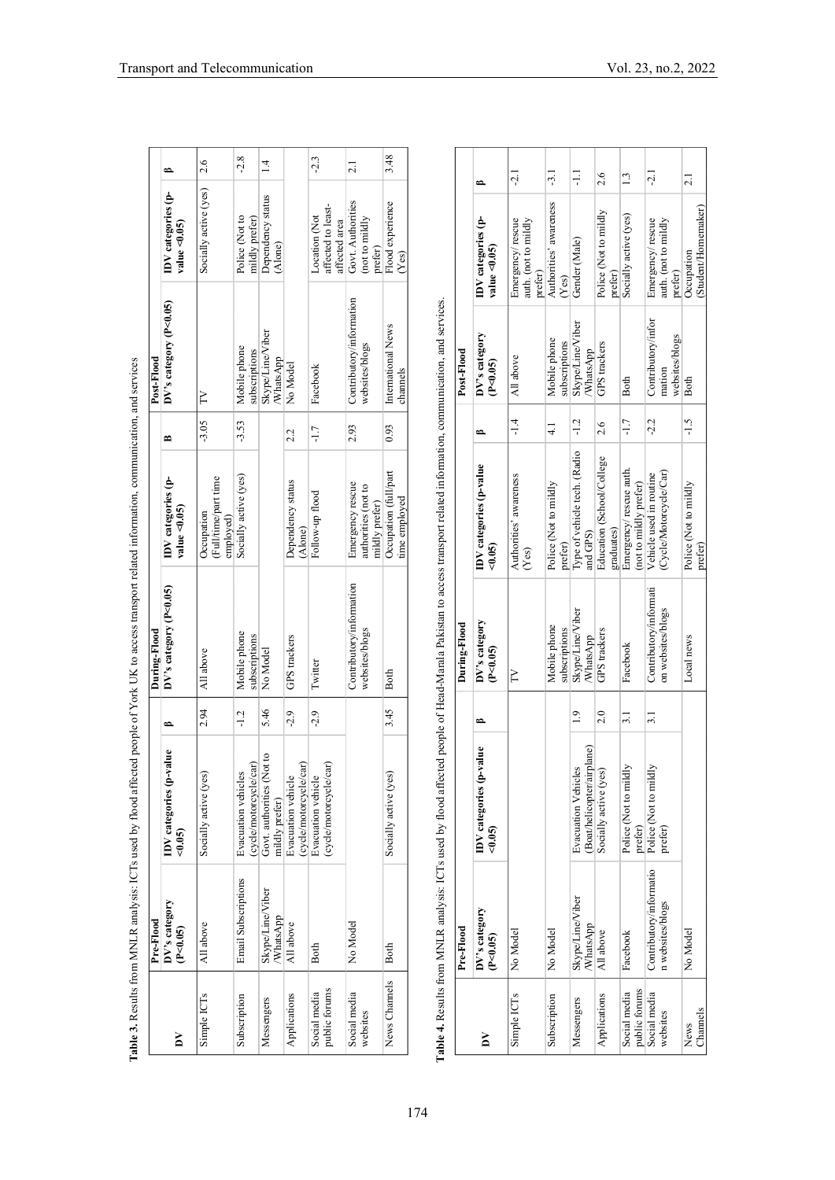**Table 3.** Results from MNLR analysis: ICTs used by flood affected people of York UK to access transport related information, communication and services

| DV | Pre-Flood | | | During-Flood | | | Post-Flood | | |
|---|---|---|---|---|---|---|---|---|---|
| | DV's category (P<0.05) | IDV categories (p-value <0.05) | β | DV's category (P<0.05) | IDV categories (p-value <0.05) | Β | DV's category (P<0.05) | IDV categories (p-value <0.05) | β |
| Simple ICTs | All above | Socially active (yes) | 2.94 | All above | Occupation (Full/time/part time employed) | -3.05 | TV | Socially active (yes) | 2.6 |
| Subscription | Email Subscriptions | Evacuation vehicles (cycle/motorcycle/car) | -1.2 | Mobile phone subscriptions | Socially active (yes) | -3.53 | Mobile phone subscriptions | Police (Not to mildly prefer) | -2.8 |
| Messengers | Skype/Line/Viber /WhatsApp | Govt. authorities (Not to mildly prefer) | 5.46 | No Model | | | Skype/Line/Viber /WhatsApp | Dependency status (Alone) | 1.4 |
| Applications | All above | Evacuation vehicle (cycle/motorcycle/car) | -2.9 | GPS trackers | Dependency status (Alone) | 2.2 | No Model | | |
| Social media public forums | Both | Evacuation vehicle (cycle/motorcycle/car) | -2.9 | Twitter | Follow-up flood | -1.7 | Facebook | Location (Not affected to least-affected area | -2.3 |
| Social media websites | No Model | | | Contributory/information websites/blogs | Emergency rescue authorities (not to mildly prefer) | 2.93 | Contributory/information websites/blogs | Govt. Authorities (not to mildly prefer) | 2.1 |
| News Channels | Both | Socially active (yes) | 3.45 | Both | Occupation (full/part time employed | 0.93 | International News channels | Flood experience (Yes) | 3.48 |

**Table 4.** Results from MNLR analysis: ICTs used by flood affected people of Head-Marala Pakistan to access transport related information, communication, and services.

| DV | Pre-Flood | | | During-Flood | | | Post-Flood | | |
|---|---|---|---|---|---|---|---|---|---|
| | DV's category (P<0.05) | IDV categories (p-value <0.05) | β | DV's category (P<0.05) | IDV categories (p-value <0.05) | β | DV's category (P<0.05) | IDV categories (p-value <0.05) | β |
| Simple ICTs | No Model | | | TV | Authorities' awareness (Yes) | -1.4 | All above | Emergency/ rescue auth. (not to mildly prefer) | -2.1 |
| Subscription | No Model | | | Mobile phone subscriptions | Police (Not to mildly prefer) | 4.1 | Mobile phone subscriptions | Authorities' awareness (Yes) | -3.1 |
| Messengers | Skype/Line/Viber /WhatsApp | Evacuation Vehicles (Boat/helicopter/airplane) | 1.9 | Skype/Line/Viber /WhatsApp | Type of vehicle tech. (Radio and GPS) | -1.2 | Skype/Line/Viber /WhatsApp | Gender (Male) | -1.1 |
| Applications | All above | Socially active (yes) | 2.0 | GPS trackers | Education (School/College graduates) | 2.6 | GPS trackers | Police (Not to mildly prefer) | 2.6 |
| Social media public forums | Facebook | Police (Not to mildly prefer) | 3.1 | Facebook | Emergency/ rescue auth. (not to mildly prefer) | -1.7 | Both | Socially active (yes) | 1.3 |
| Social media websites | Contributory/information websites/blogs | Police (Not to mildly prefer) | 3.1 | Contributory/information websites/blogs | Vehicle used in routine (Cycle/Motorcycle/Car) | -2.2 | Contributory/information websites/blogs | Emergency/ rescue auth. (not to mildly prefer) | -2.1 |
| News Channels | No Model | | | Local news | Police (Not to mildly prefer) | -1.5 | Both | Occupation (Student/Homemaker) | 2.1 |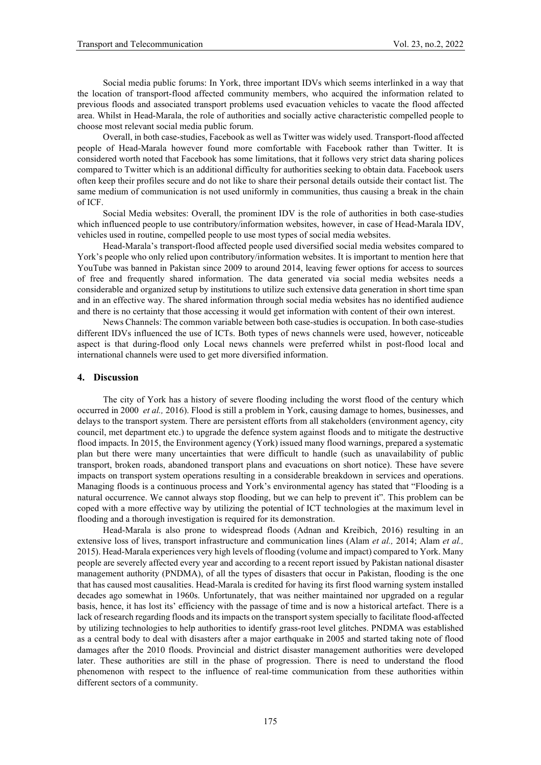Social media public forums: In York, three important IDVs which seems interlinked in a way that the location of transport-flood affected community members, who acquired the information related to previous floods and associated transport problems used evacuation vehicles to vacate the flood affected area. Whilst in Head-Marala, the role of authorities and socially active characteristic compelled people to choose most relevant social media public forum.

Overall, in both case-studies, Facebook as well as Twitter was widely used. Transport-flood affected people of Head-Marala however found more comfortable with Facebook rather than Twitter. It is considered worth noted that Facebook has some limitations, that it follows very strict data sharing polices compared to Twitter which is an additional difficulty for authorities seeking to obtain data. Facebook users often keep their profiles secure and do not like to share their personal details outside their contact list. The same medium of communication is not used uniformly in communities, thus causing a break in the chain of ICF.

Social Media websites: Overall, the prominent IDV is the role of authorities in both case-studies which influenced people to use contributory/information websites, however, in case of Head-Marala IDV, vehicles used in routine, compelled people to use most types of social media websites.

Head-Marala's transport-flood affected people used diversified social media websites compared to York's people who only relied upon contributory/information websites. It is important to mention here that YouTube was banned in Pakistan since 2009 to around 2014, leaving fewer options for access to sources of free and frequently shared information. The data generated via social media websites needs a considerable and organized setup by institutions to utilize such extensive data generation in short time span and in an effective way. The shared information through social media websites has no identified audience and there is no certainty that those accessing it would get information with content of their own interest.

News Channels: The common variable between both case-studies is occupation. In both case-studies different IDVs influenced the use of ICTs. Both types of news channels were used, however, noticeable aspect is that during-flood only Local news channels were preferred whilst in post-flood local and international channels were used to get more diversified information.

## 4. Discussion

The city of York has a history of severe flooding including the worst flood of the century which occurred in 2000 *et al.,* 2016). Flood is still a problem in York, causing damage to homes, businesses, and delays to the transport system. There are persistent efforts from all stakeholders (environment agency, city council, met department etc.) to upgrade the defence system against floods and to mitigate the destructive flood impacts. In 2015, the Environment agency (York) issued many flood warnings, prepared a systematic plan but there were many uncertainties that were difficult to handle (such as unavailability of public transport, broken roads, abandoned transport plans and evacuations on short notice). These have severe impacts on transport system operations resulting in a considerable breakdown in services and operations. Managing floods is a continuous process and York's environmental agency has stated that "Flooding is a natural occurrence. We cannot always stop flooding, but we can help to prevent it". This problem can be coped with a more effective way by utilizing the potential of ICT technologies at the maximum level in flooding and a thorough investigation is required for its demonstration.

Head-Marala is also prone to widespread floods (Adnan and Kreibich, 2016) resulting in an extensive loss of lives, transport infrastructure and communication lines (Alam *et al.,* 2014; Alam *et al.,* 2015). Head-Marala experiences very high levels of flooding (volume and impact) compared to York. Many people are severely affected every year and according to a recent report issued by Pakistan national disaster management authority (PNDMA), of all the types of disasters that occur in Pakistan, flooding is the one that has caused most causalities. Head-Marala is credited for having its first flood warning system installed decades ago somewhat in 1960s. Unfortunately, that was neither maintained nor upgraded on a regular basis, hence, it has lost its' efficiency with the passage of time and is now a historical artefact. There is a lack of research regarding floods and its impacts on the transport system specially to facilitate flood-affected by utilizing technologies to help authorities to identify grass-root level glitches. PNDMA was established as a central body to deal with disasters after a major earthquake in 2005 and started taking note of flood damages after the 2010 floods. Provincial and district disaster management authorities were developed later. These authorities are still in the phase of progression. There is need to understand the flood phenomenon with respect to the influence of real-time communication from these authorities within different sectors of a community.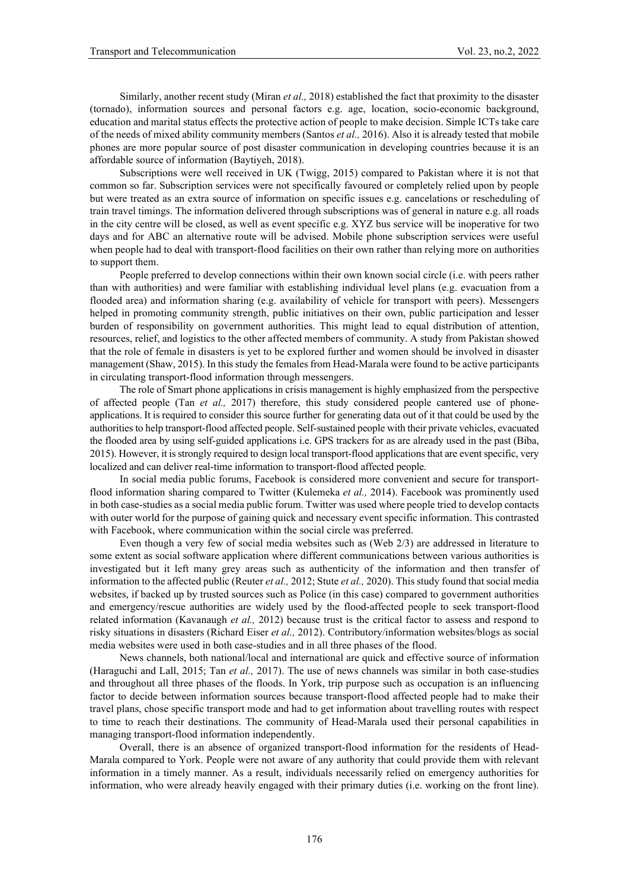Similarly, another recent study (Miran *et al.,* 2018) established the fact that proximity to the disaster (tornado), information sources and personal factors e.g. age, location, socio-economic background, education and marital status effects the protective action of people to make decision. Simple ICTs take care of the needs of mixed ability community members (Santos *et al.,* 2016). Also it is already tested that mobile phones are more popular source of post disaster communication in developing countries because it is an affordable source of information (Baytiyeh, 2018).

Subscriptions were well received in UK (Twigg, 2015) compared to Pakistan where it is not that common so far. Subscription services were not specifically favoured or completely relied upon by people but were treated as an extra source of information on specific issues e.g. cancelations or rescheduling of train travel timings. The information delivered through subscriptions was of general in nature e.g. all roads in the city centre will be closed, as well as event specific e.g. XYZ bus service will be inoperative for two days and for ABC an alternative route will be advised. Mobile phone subscription services were useful when people had to deal with transport-flood facilities on their own rather than relying more on authorities to support them.

People preferred to develop connections within their own known social circle (i.e. with peers rather than with authorities) and were familiar with establishing individual level plans (e.g. evacuation from a flooded area) and information sharing (e.g. availability of vehicle for transport with peers). Messengers helped in promoting community strength, public initiatives on their own, public participation and lesser burden of responsibility on government authorities. This might lead to equal distribution of attention, resources, relief, and logistics to the other affected members of community. A study from Pakistan showed that the role of female in disasters is yet to be explored further and women should be involved in disaster management (Shaw, 2015). In this study the females from Head-Marala were found to be active participants in circulating transport-flood information through messengers.

The role of Smart phone applications in crisis management is highly emphasized from the perspective of affected people (Tan *et al.,* 2017) therefore, this study considered people cantered use of phone-applications. It is required to consider this source further for generating data out of it that could be used by the authorities to help transport-flood affected people. Self-sustained people with their private vehicles, evacuated the flooded area by using self-guided applications i.e. GPS trackers for as are already used in the past (Biba, 2015). However, it is strongly required to design local transport-flood applications that are event specific, very localized and can deliver real-time information to transport-flood affected people.

In social media public forums, Facebook is considered more convenient and secure for transport-flood information sharing compared to Twitter (Kulemeka *et al.,* 2014). Facebook was prominently used in both case-studies as a social media public forum. Twitter was used where people tried to develop contacts with outer world for the purpose of gaining quick and necessary event specific information. This contrasted with Facebook, where communication within the social circle was preferred.

Even though a very few of social media websites such as (Web 2/3) are addressed in literature to some extent as social software application where different communications between various authorities is investigated but it left many grey areas such as authenticity of the information and then transfer of information to the affected public (Reuter *et al.,* 2012; Stute *et al.,* 2020). This study found that social media websites, if backed up by trusted sources such as Police (in this case) compared to government authorities and emergency/rescue authorities are widely used by the flood-affected people to seek transport-flood related information (Kavanaugh *et al.,* 2012) because trust is the critical factor to assess and respond to risky situations in disasters (Richard Eiser *et al.,* 2012). Contributory/information websites/blogs as social media websites were used in both case-studies and in all three phases of the flood.

News channels, both national/local and international are quick and effective source of information (Haraguchi and Lall, 2015; Tan *et al.,* 2017). The use of news channels was similar in both case-studies and throughout all three phases of the floods. In York, trip purpose such as occupation is an influencing factor to decide between information sources because transport-flood affected people had to make their travel plans, chose specific transport mode and had to get information about travelling routes with respect to time to reach their destinations. The community of Head-Marala used their personal capabilities in managing transport-flood information independently.

Overall, there is an absence of organized transport-flood information for the residents of Head-Marala compared to York. People were not aware of any authority that could provide them with relevant information in a timely manner. As a result, individuals necessarily relied on emergency authorities for information, who were already heavily engaged with their primary duties (i.e. working on the front line).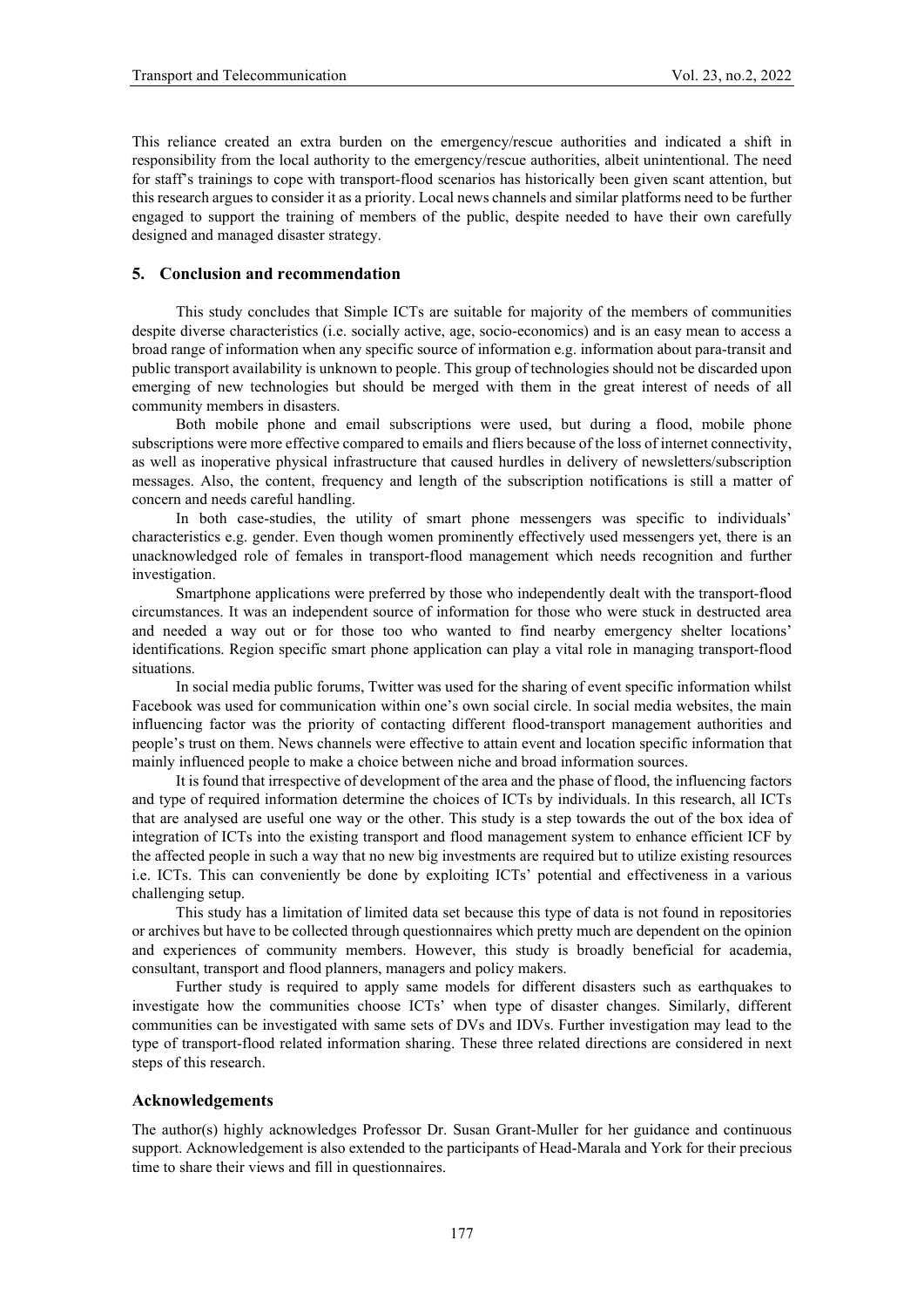This reliance created an extra burden on the emergency/rescue authorities and indicated a shift in responsibility from the local authority to the emergency/rescue authorities, albeit unintentional. The need for staff's trainings to cope with transport-flood scenarios has historically been given scant attention, but this research argues to consider it as a priority. Local news channels and similar platforms need to be further engaged to support the training of members of the public, despite needed to have their own carefully designed and managed disaster strategy.

## 5. Conclusion and recommendation

This study concludes that Simple ICTs are suitable for majority of the members of communities despite diverse characteristics (i.e. socially active, age, socio-economics) and is an easy mean to access a broad range of information when any specific source of information e.g. information about para-transit and public transport availability is unknown to people. This group of technologies should not be discarded upon emerging of new technologies but should be merged with them in the great interest of needs of all community members in disasters.

Both mobile phone and email subscriptions were used, but during a flood, mobile phone subscriptions were more effective compared to emails and fliers because of the loss of internet connectivity, as well as inoperative physical infrastructure that caused hurdles in delivery of newsletters/subscription messages. Also, the content, frequency and length of the subscription notifications is still a matter of concern and needs careful handling.

In both case-studies, the utility of smart phone messengers was specific to individuals' characteristics e.g. gender. Even though women prominently effectively used messengers yet, there is an unacknowledged role of females in transport-flood management which needs recognition and further investigation.

Smartphone applications were preferred by those who independently dealt with the transport-flood circumstances. It was an independent source of information for those who were stuck in destructed area and needed a way out or for those too who wanted to find nearby emergency shelter locations' identifications. Region specific smart phone application can play a vital role in managing transport-flood situations.

In social media public forums, Twitter was used for the sharing of event specific information whilst Facebook was used for communication within one's own social circle. In social media websites, the main influencing factor was the priority of contacting different flood-transport management authorities and people's trust on them. News channels were effective to attain event and location specific information that mainly influenced people to make a choice between niche and broad information sources.

It is found that irrespective of development of the area and the phase of flood, the influencing factors and type of required information determine the choices of ICTs by individuals. In this research, all ICTs that are analysed are useful one way or the other. This study is a step towards the out of the box idea of integration of ICTs into the existing transport and flood management system to enhance efficient ICF by the affected people in such a way that no new big investments are required but to utilize existing resources i.e. ICTs. This can conveniently be done by exploiting ICTs' potential and effectiveness in a various challenging setup.

This study has a limitation of limited data set because this type of data is not found in repositories or archives but have to be collected through questionnaires which pretty much are dependent on the opinion and experiences of community members. However, this study is broadly beneficial for academia, consultant, transport and flood planners, managers and policy makers.

Further study is required to apply same models for different disasters such as earthquakes to investigate how the communities choose ICTs' when type of disaster changes. Similarly, different communities can be investigated with same sets of DVs and IDVs. Further investigation may lead to the type of transport-flood related information sharing. These three related directions are considered in next steps of this research.

## Acknowledgements

The author(s) highly acknowledges Professor Dr. Susan Grant-Muller for her guidance and continuous support. Acknowledgement is also extended to the participants of Head-Marala and York for their precious time to share their views and fill in questionnaires.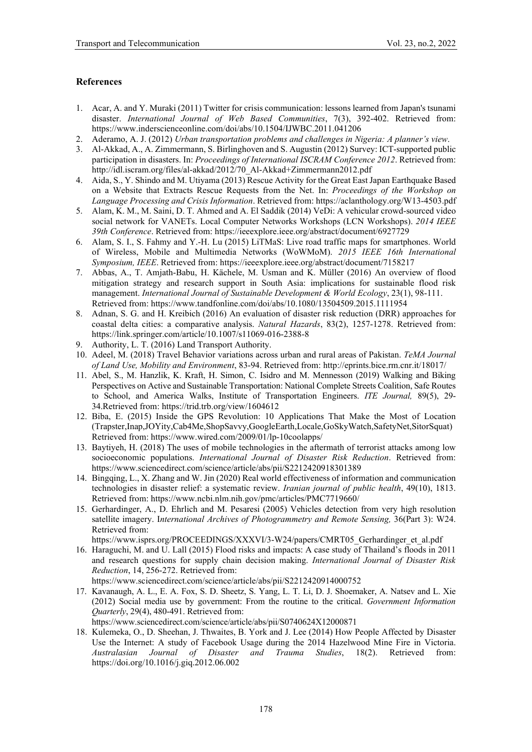## References

1. Acar, A. and Y. Muraki (2011) Twitter for crisis communication: lessons learned from Japan's tsunami disaster. *International Journal of Web Based Communities*, 7(3), 392-402. Retrieved from: https://www.inderscienceonline.com/doi/abs/10.1504/IJWBC.2011.041206
2. Aderamo, A. J. (2012) *Urban transportation problems and challenges in Nigeria: A planner's view*.
3. Al-Akkad, A., A. Zimmermann, S. Birlinghoven and S. Augustin (2012) Survey: ICT-supported public participation in disasters. In: *Proceedings of International ISCRAM Conference 2012*. Retrieved from: http://idl.iscram.org/files/al-akkad/2012/70_Al-Akkad+Zimmermann2012.pdf
4. Aida, S., Y. Shindo and M. Utiyama (2013) Rescue Activity for the Great East Japan Earthquake Based on a Website that Extracts Rescue Requests from the Net. In: *Proceedings of the Workshop on Language Processing and Crisis Information*. Retrieved from: https://aclanthology.org/W13-4503.pdf
5. Alam, K. M., M. Saini, D. T. Ahmed and A. El Saddik (2014) VeDi: A vehicular crowd-sourced video social network for VANETs. Local Computer Networks Workshops (LCN Workshops). *2014 IEEE 39th Conference*. Retrieved from: https://ieeexplore.ieee.org/abstract/document/6927729
6. Alam, S. I., S. Fahmy and Y.-H. Lu (2015) LiTMaS: Live road traffic maps for smartphones. World of Wireless, Mobile and Multimedia Networks (WoWMoM). *2015 IEEE 16th International Symposium, IEEE*. Retrieved from: https://ieeexplore.ieee.org/abstract/document/7158217
7. Abbas, A., T. Amjath-Babu, H. Kächele, M. Usman and K. Müller (2016) An overview of flood mitigation strategy and research support in South Asia: implications for sustainable flood risk management. *International Journal of Sustainable Development & World Ecology*, 23(1), 98-111. Retrieved from: https://www.tandfonline.com/doi/abs/10.1080/13504509.2015.1111954
8. Adnan, S. G. and H. Kreibich (2016) An evaluation of disaster risk reduction (DRR) approaches for coastal delta cities: a comparative analysis. *Natural Hazards*, 83(2), 1257-1278. Retrieved from: https://link.springer.com/article/10.1007/s11069-016-2388-8
9. Authority, L. T. (2016) Land Transport Authority.
10. Adeel, M. (2018) Travel Behavior variations across urban and rural areas of Pakistan. *TeMA Journal of Land Use, Mobility and Environment*, 83-94. Retrieved from: http://eprints.bice.rm.cnr.it/18017/
11. Abel, S., M. Hanzlik, K. Kraft, H. Simon, C. Isidro and M. Mennesson (2019) Walking and Biking Perspectives on Active and Sustainable Transportation: National Complete Streets Coalition, Safe Routes to School, and America Walks, Institute of Transportation Engineers. *ITE Journal,* 89(5), 29-34.Retrieved from: https://trid.trb.org/view/1604612
12. Biba, E. (2015) Inside the GPS Revolution: 10 Applications That Make the Most of Location (Trapster,Inap,JOYity,Cab4Me,ShopSavvy,GoogleEarth,Locale,GoSkyWatch,SafetyNet,SitorSquat) Retrieved from: https://www.wired.com/2009/01/lp-10coolapps/
13. Baytiyeh, H. (2018) The uses of mobile technologies in the aftermath of terrorist attacks among low socioeconomic populations. *International Journal of Disaster Risk Reduction*. Retrieved from: https://www.sciencedirect.com/science/article/abs/pii/S2212420918301389
14. Bingqing, L., X. Zhang and W. Jin (2020) Real world effectiveness of information and communication technologies in disaster relief: a systematic review. *Iranian journal of public health*, 49(10), 1813. Retrieved from: https://www.ncbi.nlm.nih.gov/pmc/articles/PMC7719660/
15. Gerhardinger, A., D. Ehrlich and M. Pesaresi (2005) Vehicles detection from very high resolution satellite imagery. I*nternational Archives of Photogrammetry and Remote Sensing,* 36(Part 3): W24. Retrieved from: https://www.isprs.org/PROCEEDINGS/XXXVI/3-W24/papers/CMRT05_Gerhardinger_et_al.pdf
16. Haraguchi, M. and U. Lall (2015) Flood risks and impacts: A case study of Thailand's floods in 2011 and research questions for supply chain decision making. *International Journal of Disaster Risk Reduction*, 14, 256-272. Retrieved from: https://www.sciencedirect.com/science/article/abs/pii/S2212420914000752
17. Kavanaugh, A. L., E. A. Fox, S. D. Sheetz, S. Yang, L. T. Li, D. J. Shoemaker, A. Natsev and L. Xie (2012) Social media use by government: From the routine to the critical. *Government Information Quarterly*, 29(4), 480-491. Retrieved from: https://www.sciencedirect.com/science/article/abs/pii/S0740624X12000871
18. Kulemeka, O., D. Sheehan, J. Thwaites, B. York and J. Lee (2014) How People Affected by Disaster Use the Internet: A study of Facebook Usage during the 2014 Hazelwood Mine Fire in Victoria. *Australasian Journal of Disaster and Trauma Studies*, 18(2). Retrieved from: https://doi.org/10.1016/j.giq.2012.06.002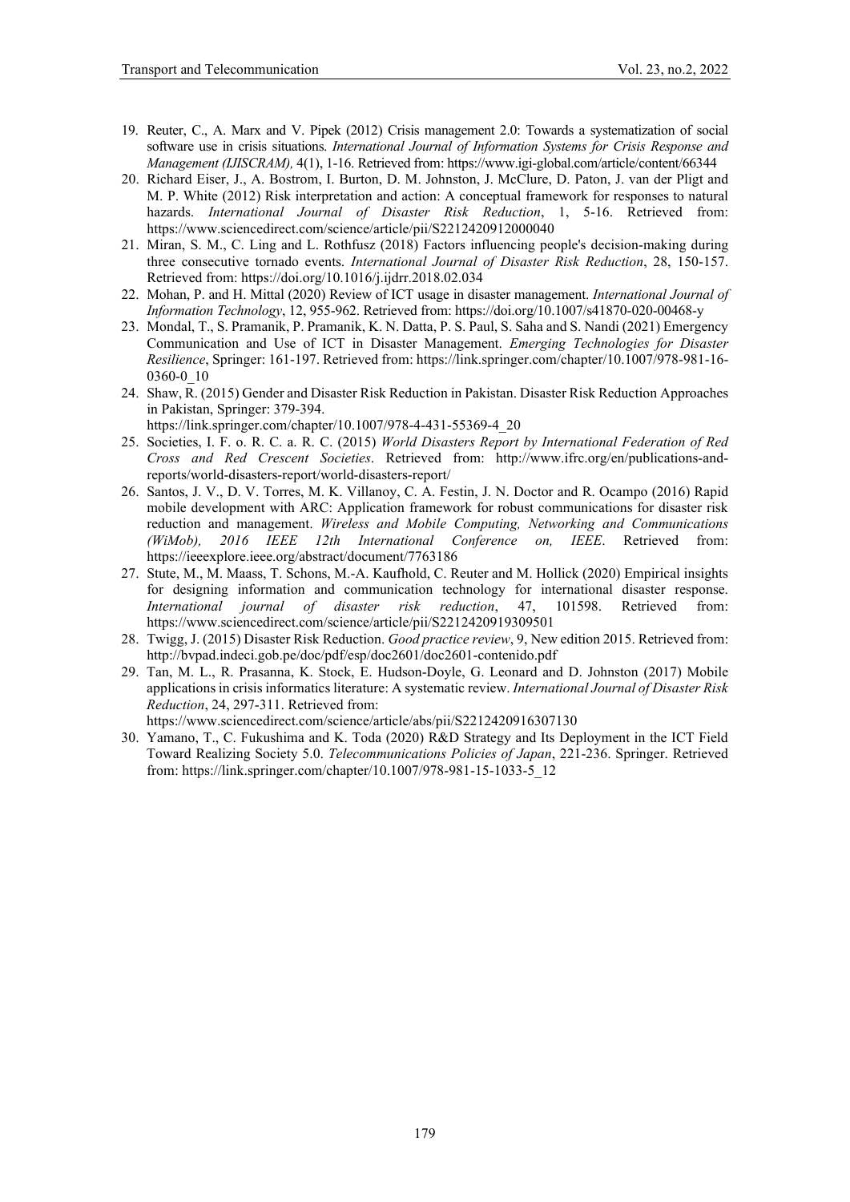19. Reuter, C., A. Marx and V. Pipek (2012) Crisis management 2.0: Towards a systematization of social software use in crisis situations. *International Journal of Information Systems for Crisis Response and Management (IJISCRAM),* 4(1), 1-16. Retrieved from: https://www.igi-global.com/article/content/66344
20. Richard Eiser, J., A. Bostrom, I. Burton, D. M. Johnston, J. McClure, D. Paton, J. van der Pligt and M. P. White (2012) Risk interpretation and action: A conceptual framework for responses to natural hazards. *International Journal of Disaster Risk Reduction*, 1, 5-16. Retrieved from: https://www.sciencedirect.com/science/article/pii/S2212420912000040
21. Miran, S. M., C. Ling and L. Rothfusz (2018) Factors influencing people's decision-making during three consecutive tornado events. *International Journal of Disaster Risk Reduction*, 28, 150-157. Retrieved from: https://doi.org/10.1016/j.ijdrr.2018.02.034
22. Mohan, P. and H. Mittal (2020) Review of ICT usage in disaster management. *International Journal of Information Technology*, 12, 955-962. Retrieved from: https://doi.org/10.1007/s41870-020-00468-y
23. Mondal, T., S. Pramanik, P. Pramanik, K. N. Datta, P. S. Paul, S. Saha and S. Nandi (2021) Emergency Communication and Use of ICT in Disaster Management. *Emerging Technologies for Disaster Resilience*, Springer: 161-197. Retrieved from: https://link.springer.com/chapter/10.1007/978-981-16-0360-0_10
24. Shaw, R. (2015) Gender and Disaster Risk Reduction in Pakistan. Disaster Risk Reduction Approaches in Pakistan, Springer: 379-394. https://link.springer.com/chapter/10.1007/978-4-431-55369-4_20
25. Societies, I. F. o. R. C. a. R. C. (2015) *World Disasters Report by International Federation of Red Cross and Red Crescent Societies*. Retrieved from: http://www.ifrc.org/en/publications-and-reports/world-disasters-report/world-disasters-report/
26. Santos, J. V., D. V. Torres, M. K. Villanoy, C. A. Festin, J. N. Doctor and R. Ocampo (2016) Rapid mobile development with ARC: Application framework for robust communications for disaster risk reduction and management. *Wireless and Mobile Computing, Networking and Communications (WiMob), 2016 IEEE 12th International Conference on, IEEE*. Retrieved from: https://ieeexplore.ieee.org/abstract/document/7763186
27. Stute, M., M. Maass, T. Schons, M.-A. Kaufhold, C. Reuter and M. Hollick (2020) Empirical insights for designing information and communication technology for international disaster response. *International journal of disaster risk reduction*, 47, 101598. Retrieved from: https://www.sciencedirect.com/science/article/pii/S2212420919309501
28. Twigg, J. (2015) Disaster Risk Reduction. *Good practice review*, 9, New edition 2015. Retrieved from: http://bvpad.indeci.gob.pe/doc/pdf/esp/doc2601/doc2601-contenido.pdf
29. Tan, M. L., R. Prasanna, K. Stock, E. Hudson-Doyle, G. Leonard and D. Johnston (2017) Mobile applications in crisis informatics literature: A systematic review. *International Journal of Disaster Risk Reduction*, 24, 297-311. Retrieved from: https://www.sciencedirect.com/science/article/abs/pii/S2212420916307130
30. Yamano, T., C. Fukushima and K. Toda (2020) R&D Strategy and Its Deployment in the ICT Field Toward Realizing Society 5.0. *Telecommunications Policies of Japan*, 221-236. Springer. Retrieved from: https://link.springer.com/chapter/10.1007/978-981-15-1033-5_12